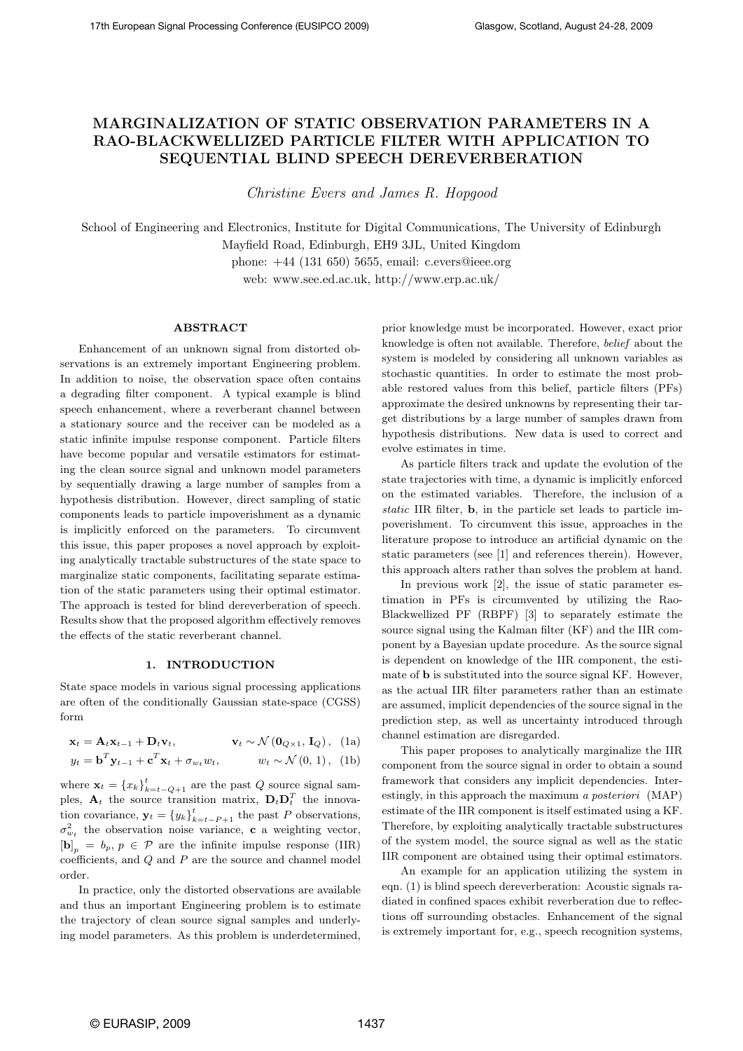# MARGINALIZATION OF STATIC OBSERVATION PARAMETERS IN A RAO-BLACKWELLIZED PARTICLE FILTER WITH APPLICATION TO SEQUENTIAL BLIND SPEECH DEREVERBERATION

*Christine Evers and James R. Hopgood*

School of Engineering and Electronics, Institute for Digital Communications, The University of Edinburgh
Mayfield Road, Edinburgh, EH9 3JL, United Kingdom
phone: +44 (131 650) 5655, email: c.evers@ieee.org
web: www.see.ed.ac.uk, http://www.erp.ac.uk/

## ABSTRACT

Enhancement of an unknown signal from distorted observations is an extremely important Engineering problem. In addition to noise, the observation space often contains a degrading filter component. A typical example is blind speech enhancement, where a reverberant channel between a stationary source and the receiver can be modeled as a static infinite impulse response component. Particle filters have become popular and versatile estimators for estimating the clean source signal and unknown model parameters by sequentially drawing a large number of samples from a hypothesis distribution. However, direct sampling of static components leads to particle impoverishment as a dynamic is implicitly enforced on the parameters. To circumvent this issue, this paper proposes a novel approach by exploiting analytically tractable substructures of the state space to marginalize static components, facilitating separate estimation of the static parameters using their optimal estimator. The approach is tested for blind dereverberation of speech. Results show that the proposed algorithm effectively removes the effects of the static reverberant channel.

## 1. INTRODUCTION

State space models in various signal processing applications are often of the conditionally Gaussian state-space (CGSS) form

$$\mathbf{x}_t = \mathbf{A}_t \mathbf{x}_{t-1} + \mathbf{D}_t \mathbf{v}_t, \qquad \mathbf{v}_t \sim \mathcal{N}\left(\mathbf{0}_{Q\times 1},\, \mathbf{I}_Q\right), \quad \text{(1a)}$$

$$y_t = \mathbf{b}^T \mathbf{y}_{t-1} + \mathbf{c}^T \mathbf{x}_t + \sigma_{w_t} w_t, \qquad w_t \sim \mathcal{N}\left(0,\, 1\right), \quad \text{(1b)}$$

where $\mathbf{x}_t = \{x_k\}_{k=t-Q+1}^{t}$ are the past $Q$ source signal samples, $\mathbf{A}_t$ the source transition matrix, $\mathbf{D}_t\mathbf{D}_t^T$ the innovation covariance, $\mathbf{y}_t = \{y_k\}_{k=t-P+1}^{t}$ the past $P$ observations, $\sigma_{w_t}^2$ the observation noise variance, $\mathbf{c}$ a weighting vector, $[\mathbf{b}]_p = b_p,\, p \in \mathcal{P}$ are the infinite impulse response (IIR) coefficients, and $Q$ and $P$ are the source and channel model order.

In practice, only the distorted observations are available and thus an important Engineering problem is to estimate the trajectory of clean source signal samples and underlying model parameters. As this problem is underdetermined, prior knowledge must be incorporated. However, exact prior knowledge is often not available. Therefore, *belief* about the system is modeled by considering all unknown variables as stochastic quantities. In order to estimate the most probable restored values from this belief, particle filters (PFs) approximate the desired unknowns by representing their target distributions by a large number of samples drawn from hypothesis distributions. New data is used to correct and evolve estimates in time.

As particle filters track and update the evolution of the state trajectories with time, a dynamic is implicitly enforced on the estimated variables. Therefore, the inclusion of a *static* IIR filter, $\mathbf{b}$, in the particle set leads to particle impoverishment. To circumvent this issue, approaches in the literature propose to introduce an artificial dynamic on the static parameters (see [1] and references therein). However, this approach alters rather than solves the problem at hand.

In previous work [2], the issue of static parameter estimation in PFs is circumvented by utilizing the Rao-Blackwellized PF (RBPF) [3] to separately estimate the source signal using the Kalman filter (KF) and the IIR component by a Bayesian update procedure. As the source signal is dependent on knowledge of the IIR component, the estimate of $\mathbf{b}$ is substituted into the source signal KF. However, as the actual IIR filter parameters rather than an estimate are assumed, implicit dependencies of the source signal in the prediction step, as well as uncertainty introduced through channel estimation are disregarded.

This paper proposes to analytically marginalize the IIR component from the source signal in order to obtain a sound framework that considers any implicit dependencies. Interestingly, in this approach the maximum *a posteriori* (MAP) estimate of the IIR component is itself estimated using a KF. Therefore, by exploiting analytically tractable substructures of the system model, the source signal as well as the static IIR component are obtained using their optimal estimators.

An example for an application utilizing the system in eqn. (1) is blind speech dereverberation: Acoustic signals radiated in confined spaces exhibit reverberation due to reflections off surrounding obstacles. Enhancement of the signal is extremely important for, e.g., speech recognition systems,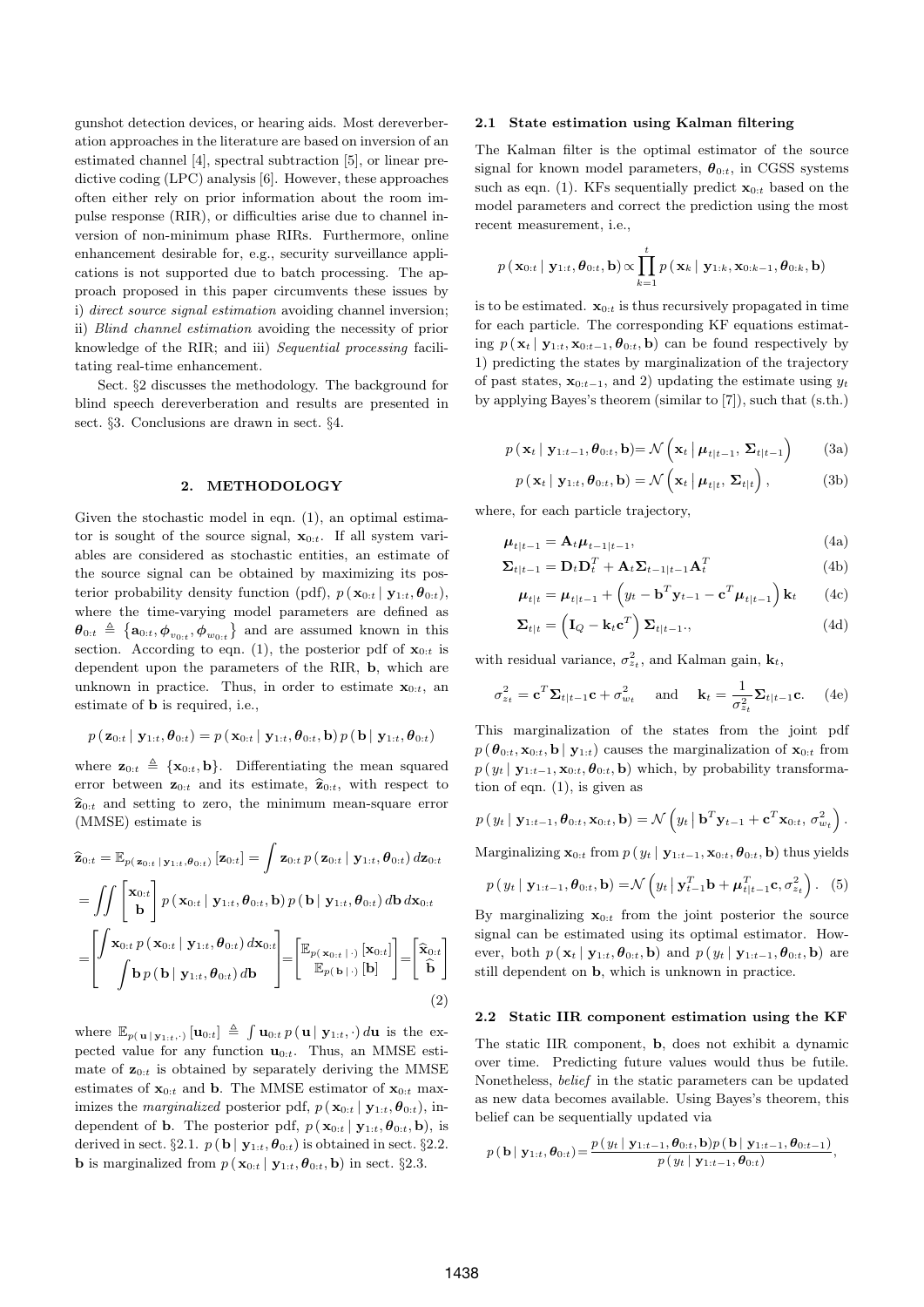gunshot detection devices, or hearing aids. Most dereverberation approaches in the literature are based on inversion of an estimated channel [4], spectral subtraction [5], or linear predictive coding (LPC) analysis [6]. However, these approaches often either rely on prior information about the room impulse response (RIR), or difficulties arise due to channel inversion of non-minimum phase RIRs. Furthermore, online enhancement desirable for, e.g., security surveillance applications is not supported due to batch processing. The approach proposed in this paper circumvents these issues by i) *direct source signal estimation* avoiding channel inversion; ii) *Blind channel estimation* avoiding the necessity of prior knowledge of the RIR; and iii) *Sequential processing* facilitating real-time enhancement.

Sect. §2 discusses the methodology. The background for blind speech dereverberation and results are presented in sect. §3. Conclusions are drawn in sect. §4.

## 2. METHODOLOGY

Given the stochastic model in eqn. (1), an optimal estimator is sought of the source signal, $\mathbf{x}_{0:t}$. If all system variables are considered as stochastic entities, an estimate of the source signal can be obtained by maximizing its posterior probability density function (pdf), $p\left(\mathbf{x}_{0:t} \mid \mathbf{y}_{1:t}, \boldsymbol{\theta}_{0:t}\right)$, where the time-varying model parameters are defined as $\boldsymbol{\theta}_{0:t} \triangleq \left\{\mathbf{a}_{0:t}, \phi_{v_{0:t}}, \phi_{w_{0:t}}\right\}$ and are assumed known in this section. According to eqn. (1), the posterior pdf of $\mathbf{x}_{0:t}$ is dependent upon the parameters of the RIR, $\mathbf{b}$, which are unknown in practice. Thus, in order to estimate $\mathbf{x}_{0:t}$, an estimate of $\mathbf{b}$ is required, i.e.,

$$p\left(\mathbf{z}_{0:t} \mid \mathbf{y}_{1:t}, \boldsymbol{\theta}_{0:t}\right) = p\left(\mathbf{x}_{0:t} \mid \mathbf{y}_{1:t}, \boldsymbol{\theta}_{0:t}, \mathbf{b}\right) p\left(\mathbf{b} \mid \mathbf{y}_{1:t}, \boldsymbol{\theta}_{0:t}\right)$$

where $\mathbf{z}_{0:t} \triangleq \{\mathbf{x}_{0:t}, \mathbf{b}\}$. Differentiating the mean squared error between $\mathbf{z}_{0:t}$ and its estimate, $\widehat{\mathbf{z}}_{0:t}$, with respect to $\widehat{\mathbf{z}}_{0:t}$ and setting to zero, the minimum mean-square error (MMSE) estimate is

$$\begin{aligned}
\widehat{\mathbf{z}}_{0:t} &= \mathbb{E}_{p\left(\mathbf{z}_{0:t} \mid \mathbf{y}_{1:t}, \boldsymbol{\theta}_{0:t}\right)}\left[\mathbf{z}_{0:t}\right] = \int \mathbf{z}_{0:t}\, p\left(\mathbf{z}_{0:t} \mid \mathbf{y}_{1:t}, \boldsymbol{\theta}_{0:t}\right) d\mathbf{z}_{0:t} \\
&= \iint \begin{bmatrix} \mathbf{x}_{0:t} \\ \mathbf{b} \end{bmatrix} p\left(\mathbf{x}_{0:t} \mid \mathbf{y}_{1:t}, \boldsymbol{\theta}_{0:t}, \mathbf{b}\right) p\left(\mathbf{b} \mid \mathbf{y}_{1:t}, \boldsymbol{\theta}_{0:t}\right) d\mathbf{b}\, d\mathbf{x}_{0:t} \\
&= \begin{bmatrix} \displaystyle\int \mathbf{x}_{0:t}\, p\left(\mathbf{x}_{0:t} \mid \mathbf{y}_{1:t}, \boldsymbol{\theta}_{0:t}\right) d\mathbf{x}_{0:t} \\ \displaystyle\int \mathbf{b}\, p\left(\mathbf{b} \mid \mathbf{y}_{1:t}, \boldsymbol{\theta}_{0:t}\right) d\mathbf{b} \end{bmatrix} = \begin{bmatrix} \mathbb{E}_{p\left(\mathbf{x}_{0:t} \mid \cdot\right)}\left[\mathbf{x}_{0:t}\right] \\ \mathbb{E}_{p\left(\mathbf{b} \mid \cdot\right)}\left[\mathbf{b}\right] \end{bmatrix} = \begin{bmatrix} \widehat{\mathbf{x}}_{0:t} \\ \widehat{\mathbf{b}} \end{bmatrix}
\end{aligned} \tag{2}$$

where $\mathbb{E}_{p\left(\mathbf{u} \mid \mathbf{y}_{1:t}, \cdot\right)}\left[\mathbf{u}_{0:t}\right] \triangleq \int \mathbf{u}_{0:t}\, p\left(\mathbf{u} \mid \mathbf{y}_{1:t}, \cdot\right) d\mathbf{u}$ is the expected value for any function $\mathbf{u}_{0:t}$. Thus, an MMSE estimate of $\mathbf{z}_{0:t}$ is obtained by separately deriving the MMSE estimates of $\mathbf{x}_{0:t}$ and $\mathbf{b}$. The MMSE estimator of $\mathbf{x}_{0:t}$ maximizes the *marginalized* posterior pdf, $p\left(\mathbf{x}_{0:t} \mid \mathbf{y}_{1:t}, \boldsymbol{\theta}_{0:t}\right)$, independent of $\mathbf{b}$. The posterior pdf, $p\left(\mathbf{x}_{0:t} \mid \mathbf{y}_{1:t}, \boldsymbol{\theta}_{0:t}, \mathbf{b}\right)$, is derived in sect. §2.1. $p\left(\mathbf{b} \mid \mathbf{y}_{1:t}, \boldsymbol{\theta}_{0:t}\right)$ is obtained in sect. §2.2. $\mathbf{b}$ is marginalized from $p\left(\mathbf{x}_{0:t} \mid \mathbf{y}_{1:t}, \boldsymbol{\theta}_{0:t}, \mathbf{b}\right)$ in sect. §2.3.

### 2.1 State estimation using Kalman filtering

The Kalman filter is the optimal estimator of the source signal for known model parameters, $\boldsymbol{\theta}_{0:t}$, in CGSS systems such as eqn. (1). KFs sequentially predict $\mathbf{x}_{0:t}$ based on the model parameters and correct the prediction using the most recent measurement, i.e.,

$$p\left(\mathbf{x}_{0:t} \mid \mathbf{y}_{1:t}, \boldsymbol{\theta}_{0:t}, \mathbf{b}\right) \propto \prod_{k=1}^{t} p\left(\mathbf{x}_{k} \mid \mathbf{y}_{1:k}, \mathbf{x}_{0:k-1}, \boldsymbol{\theta}_{0:k}, \mathbf{b}\right)$$

is to be estimated. $\mathbf{x}_{0:t}$ is thus recursively propagated in time for each particle. The corresponding KF equations estimating $p\left(\mathbf{x}_{t} \mid \mathbf{y}_{1:t}, \mathbf{x}_{0:t-1}, \boldsymbol{\theta}_{0:t}, \mathbf{b}\right)$ can be found respectively by 1) predicting the states by marginalization of the trajectory of past states, $\mathbf{x}_{0:t-1}$, and 2) updating the estimate using $y_t$ by applying Bayes's theorem (similar to [7]), such that (s.th.)

$$p\left(\mathbf{x}_{t} \mid \mathbf{y}_{1:t-1}, \boldsymbol{\theta}_{0:t}, \mathbf{b}\right) = \mathcal{N}\left(\mathbf{x}_{t} \mid \boldsymbol{\mu}_{t|t-1}, \boldsymbol{\Sigma}_{t|t-1}\right) \tag{3a}$$

$$p\left(\mathbf{x}_{t} \mid \mathbf{y}_{1:t}, \boldsymbol{\theta}_{0:t}, \mathbf{b}\right) = \mathcal{N}\left(\mathbf{x}_{t} \mid \boldsymbol{\mu}_{t|t}, \boldsymbol{\Sigma}_{t|t}\right), \tag{3b}$$

where, for each particle trajectory,

$$\boldsymbol{\mu}_{t|t-1} = \mathbf{A}_t \boldsymbol{\mu}_{t-1|t-1}, \tag{4a}$$

$$\boldsymbol{\Sigma}_{t|t-1} = \mathbf{D}_t \mathbf{D}_t^T + \mathbf{A}_t \boldsymbol{\Sigma}_{t-1|t-1} \mathbf{A}_t^T \tag{4b}$$

$$\boldsymbol{\mu}_{t|t} = \boldsymbol{\mu}_{t|t-1} + \left(y_t - \mathbf{b}^T \mathbf{y}_{t-1} - \mathbf{c}^T \boldsymbol{\mu}_{t|t-1}\right) \mathbf{k}_t \tag{4c}$$

$$\boldsymbol{\Sigma}_{t|t} = \left(\mathbf{I}_Q - \mathbf{k}_t \mathbf{c}^T\right) \boldsymbol{\Sigma}_{t|t-1}., \tag{4d}$$

with residual variance, $\sigma_{z_t}^2$, and Kalman gain, $\mathbf{k}_t$,

$$\sigma_{z_t}^2 = \mathbf{c}^T \boldsymbol{\Sigma}_{t|t-1} \mathbf{c} + \sigma_{w_t}^2 \quad \text{and} \quad \mathbf{k}_t = \frac{1}{\sigma_{z_t}^2} \boldsymbol{\Sigma}_{t|t-1} \mathbf{c}. \tag{4e}$$

This marginalization of the states from the joint pdf $p\left(\boldsymbol{\theta}_{0:t}, \mathbf{x}_{0:t}, \mathbf{b} \mid \mathbf{y}_{1:t}\right)$ causes the marginalization of $\mathbf{x}_{0:t}$ from $p\left(y_t \mid \mathbf{y}_{1:t-1}, \mathbf{x}_{0:t}, \boldsymbol{\theta}_{0:t}, \mathbf{b}\right)$ which, by probability transformation of eqn. (1), is given as

$$p\left(y_t \mid \mathbf{y}_{1:t-1}, \boldsymbol{\theta}_{0:t}, \mathbf{x}_{0:t}, \mathbf{b}\right) = \mathcal{N}\left(y_t \mid \mathbf{b}^T \mathbf{y}_{t-1} + \mathbf{c}^T \mathbf{x}_{0:t},\, \sigma_{w_t}^2\right).$$

Marginalizing $\mathbf{x}_{0:t}$ from $p\left(y_t \mid \mathbf{y}_{1:t-1}, \mathbf{x}_{0:t}, \boldsymbol{\theta}_{0:t}, \mathbf{b}\right)$ thus yields

$$p\left(y_t \mid \mathbf{y}_{1:t-1}, \boldsymbol{\theta}_{0:t}, \mathbf{b}\right) = \mathcal{N}\left(y_t \mid \mathbf{y}_{t-1}^T \mathbf{b} + \boldsymbol{\mu}_{t|t-1}^T \mathbf{c}, \sigma_{z_t}^2\right). \tag{5}$$

By marginalizing $\mathbf{x}_{0:t}$ from the joint posterior the source signal can be estimated using its optimal estimator. However, both $p\left(\mathbf{x}_t \mid \mathbf{y}_{1:t}, \boldsymbol{\theta}_{0:t}, \mathbf{b}\right)$ and $p\left(y_t \mid \mathbf{y}_{1:t-1}, \boldsymbol{\theta}_{0:t}, \mathbf{b}\right)$ are still dependent on $\mathbf{b}$, which is unknown in practice.

### 2.2 Static IIR component estimation using the KF

The static IIR component, $\mathbf{b}$, does not exhibit a dynamic over time. Predicting future values would thus be futile. Nonetheless, *belief* in the static parameters can be updated as new data becomes available. Using Bayes's theorem, this belief can be sequentially updated via

$$p\left(\mathbf{b} \mid \mathbf{y}_{1:t}, \boldsymbol{\theta}_{0:t}\right) = \frac{p\left(y_t \mid \mathbf{y}_{1:t-1}, \boldsymbol{\theta}_{0:t}, \mathbf{b}\right) p\left(\mathbf{b} \mid \mathbf{y}_{1:t-1}, \boldsymbol{\theta}_{0:t-1}\right)}{p\left(y_t \mid \mathbf{y}_{1:t-1}, \boldsymbol{\theta}_{0:t}\right)},$$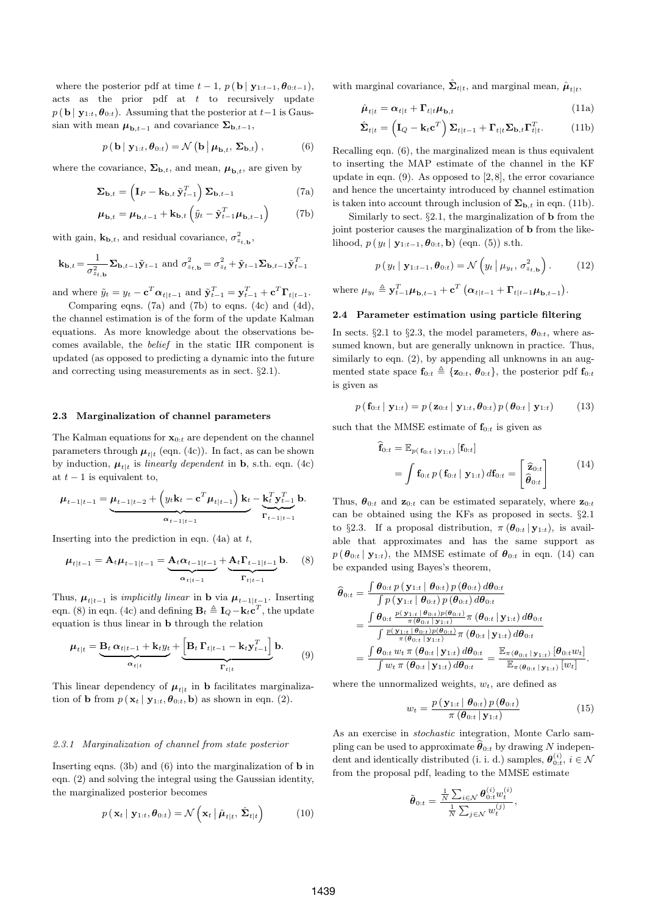where the posterior pdf at time $t-1$, $p(\mathbf{b} \mid \mathbf{y}_{1:t-1}, \boldsymbol{\theta}_{0:t-1})$, acts as the prior pdf at $t$ to recursively update $p(\mathbf{b} \mid \mathbf{y}_{1:t}, \boldsymbol{\theta}_{0:t})$. Assuming that the posterior at $t-1$ is Gaussian with mean $\boldsymbol{\mu}_{\mathbf{b},t-1}$ and covariance $\boldsymbol{\Sigma}_{\mathbf{b},t-1}$,

$$p(\mathbf{b} \mid \mathbf{y}_{1:t}, \boldsymbol{\theta}_{0:t}) = \mathcal{N}\left(\mathbf{b} \mid \boldsymbol{\mu}_{\mathbf{b},t}, \boldsymbol{\Sigma}_{\mathbf{b},t}\right), \tag{6}$$

where the covariance, $\boldsymbol{\Sigma}_{\mathbf{b},t}$, and mean, $\boldsymbol{\mu}_{\mathbf{b},t}$, are given by

$$\boldsymbol{\Sigma}_{\mathbf{b},t} = \left(\mathbf{I}_P - \mathbf{k}_{\mathbf{b},t}\tilde{\mathbf{y}}_{t-1}^T\right)\boldsymbol{\Sigma}_{\mathbf{b},t-1} \tag{7a}$$

$$\boldsymbol{\mu}_{\mathbf{b},t} = \boldsymbol{\mu}_{\mathbf{b},t-1} + \mathbf{k}_{\mathbf{b},t}\left(\tilde{y}_t - \tilde{\mathbf{y}}_{t-1}^T\boldsymbol{\mu}_{\mathbf{b},t-1}\right) \tag{7b}$$

with gain, $\mathbf{k}_{\mathbf{b},t}$, and residual covariance, $\sigma^2_{z_{t,\mathbf{b}}}$,

$$\mathbf{k}_{\mathbf{b},t} = \frac{1}{\sigma^2_{z_{t,\mathbf{b}}}}\boldsymbol{\Sigma}_{\mathbf{b},t-1}\tilde{\mathbf{y}}_{t-1} \text{ and } \sigma^2_{z_{t,\mathbf{b}}} = \sigma^2_{z_t} + \tilde{\mathbf{y}}_{t-1}\boldsymbol{\Sigma}_{\mathbf{b},t-1}\tilde{\mathbf{y}}_{t-1}^T$$

and where $\tilde{y}_t = y_t - \mathbf{c}^T\boldsymbol{\alpha}_{t|t-1}$ and $\tilde{\mathbf{y}}_{t-1}^T = \mathbf{y}_{t-1}^T + \mathbf{c}^T\boldsymbol{\Gamma}_{t|t-1}$.

Comparing eqns. (7a) and (7b) to eqns. (4c) and (4d), the channel estimation is of the form of the update Kalman equations. As more knowledge about the observations becomes available, the *belief* in the static IIR component is updated (as opposed to predicting a dynamic into the future and correcting using measurements as in sect. §2.1).

### 2.3 Marginalization of channel parameters

The Kalman equations for $\mathbf{x}_{0:t}$ are dependent on the channel parameters through $\boldsymbol{\mu}_{t|t}$ (eqn. (4c)). In fact, as can be shown by induction, $\boldsymbol{\mu}_{t|t}$ is *linearly dependent* in $\mathbf{b}$, s.th. eqn. (4c) at $t-1$ is equivalent to,

$$\boldsymbol{\mu}_{t-1|t-1} = \underbrace{\boldsymbol{\mu}_{t-1|t-2} + \left(y_t\mathbf{k}_t - \mathbf{c}^T\boldsymbol{\mu}_{t|t-1}\right)\mathbf{k}_t}_{\boldsymbol{\alpha}_{t-1|t-1}} - \underbrace{\mathbf{k}_t^T\mathbf{y}_{t-1}^T}_{\boldsymbol{\Gamma}_{t-1|t-1}}\mathbf{b}.$$

Inserting into the prediction in eqn. (4a) at $t$,

$$\boldsymbol{\mu}_{t|t-1} = \mathbf{A}_t\boldsymbol{\mu}_{t-1|t-1} = \underbrace{\mathbf{A}_t\boldsymbol{\alpha}_{t-1|t-1}}_{\boldsymbol{\alpha}_{t|t-1}} + \underbrace{\mathbf{A}_t\boldsymbol{\Gamma}_{t-1|t-1}}_{\boldsymbol{\Gamma}_{t|t-1}}\mathbf{b}. \tag{8}$$

Thus, $\boldsymbol{\mu}_{t|t-1}$ is *implicitly linear* in $\mathbf{b}$ via $\boldsymbol{\mu}_{t-1|t-1}$. Inserting eqn. (8) in eqn. (4c) and defining $\mathbf{B}_t \triangleq \mathbf{I}_Q - \mathbf{k}_t\mathbf{c}^T$, the update equation is thus linear in $\mathbf{b}$ through the relation

$$\boldsymbol{\mu}_{t|t} = \underbrace{\mathbf{B}_t\,\boldsymbol{\alpha}_{t|t-1} + \mathbf{k}_t y_t}_{\boldsymbol{\alpha}_{t|t}} + \underbrace{\left[\mathbf{B}_t\,\boldsymbol{\Gamma}_{t|t-1} - \mathbf{k}_t\mathbf{y}_{t-1}^T\right]}_{\boldsymbol{\Gamma}_{t|t}}\mathbf{b}. \tag{9}$$

This linear dependency of $\boldsymbol{\mu}_{t|t}$ in $\mathbf{b}$ facilitates marginalization of $\mathbf{b}$ from $p(\mathbf{x}_t \mid \mathbf{y}_{1:t}, \boldsymbol{\theta}_{0:t}, \mathbf{b})$ as shown in eqn. (2).

#### *2.3.1 Marginalization of channel from state posterior*

Inserting eqns. (3b) and (6) into the marginalization of $\mathbf{b}$ in eqn. (2) and solving the integral using the Gaussian identity, the marginalized posterior becomes

$$p(\mathbf{x}_t \mid \mathbf{y}_{1:t}, \boldsymbol{\theta}_{0:t}) = \mathcal{N}\left(\mathbf{x}_t \mid \hat{\boldsymbol{\mu}}_{t|t}, \hat{\boldsymbol{\Sigma}}_{t|t}\right) \tag{10}$$

with marginal covariance, $\hat{\boldsymbol{\Sigma}}_{t|t}$, and marginal mean, $\hat{\boldsymbol{\mu}}_{t|t}$,

$$\hat{\boldsymbol{\mu}}_{t|t} = \boldsymbol{\alpha}_{t|t} + \boldsymbol{\Gamma}_{t|t}\boldsymbol{\mu}_{\mathbf{b},t} \tag{11a}$$

$$\hat{\boldsymbol{\Sigma}}_{t|t} = \left(\mathbf{I}_Q - \mathbf{k}_t\mathbf{c}^T\right)\boldsymbol{\Sigma}_{t|t-1} + \boldsymbol{\Gamma}_{t|t}\boldsymbol{\Sigma}_{\mathbf{b},t}\boldsymbol{\Gamma}_{t|t}^T. \tag{11b}$$

Recalling eqn. (6), the marginalized mean is thus equivalent to inserting the MAP estimate of the channel in the KF update in eqn. (9). As opposed to [2,8], the error covariance and hence the uncertainty introduced by channel estimation is taken into account through inclusion of $\boldsymbol{\Sigma}_{\mathbf{b},t}$ in eqn. (11b).

Similarly to sect. §2.1, the marginalization of $\mathbf{b}$ from the joint posterior causes the marginalization of $\mathbf{b}$ from the likelihood, $p(y_t \mid \mathbf{y}_{1:t-1}, \boldsymbol{\theta}_{0:t}, \mathbf{b})$ (eqn. (5)) s.th.

$$p(y_t \mid \mathbf{y}_{1:t-1}, \boldsymbol{\theta}_{0:t}) = \mathcal{N}\left(y_t \mid \mu_{y_t}, \sigma^2_{z_{t,\mathbf{b}}}\right). \tag{12}$$

where $\mu_{y_t} \triangleq \mathbf{y}_{t-1}^T\boldsymbol{\mu}_{\mathbf{b},t-1} + \mathbf{c}^T\left(\boldsymbol{\alpha}_{t|t-1} + \boldsymbol{\Gamma}_{t|t-1}\boldsymbol{\mu}_{\mathbf{b},t-1}\right)$.

### 2.4 Parameter estimation using particle filtering

In sects. §2.1 to §2.3, the model parameters, $\boldsymbol{\theta}_{0:t}$, where assumed known, but are generally unknown in practice. Thus, similarly to eqn. (2), by appending all unknowns in an augmented state space $\mathbf{f}_{0:t} \triangleq \{\mathbf{z}_{0:t}, \boldsymbol{\theta}_{0:t}\}$, the posterior pdf $\mathbf{f}_{0:t}$ is given as

$$p(\mathbf{f}_{0:t} \mid \mathbf{y}_{1:t}) = p(\mathbf{z}_{0:t} \mid \mathbf{y}_{1:t}, \boldsymbol{\theta}_{0:t})\, p(\boldsymbol{\theta}_{0:t} \mid \mathbf{y}_{1:t}) \tag{13}$$

such that the MMSE estimate of $\mathbf{f}_{0:t}$ is given as

$$\begin{aligned}\widehat{\mathbf{f}}_{0:t} &= \mathbb{E}_{p(\mathbf{f}_{0:t} \mid \mathbf{y}_{1:t})}[\mathbf{f}_{0:t}] \\ &= \int \mathbf{f}_{0:t}\, p(\mathbf{f}_{0:t} \mid \mathbf{y}_{1:t})\, d\mathbf{f}_{0:t} = \begin{bmatrix}\widehat{\mathbf{z}}_{0:t} \\ \widehat{\boldsymbol{\theta}}_{0:t}\end{bmatrix}\end{aligned} \tag{14}$$

Thus, $\boldsymbol{\theta}_{0:t}$ and $\mathbf{z}_{0:t}$ can be estimated separately, where $\mathbf{z}_{0:t}$ can be obtained using the KFs as proposed in sects. §2.1 to §2.3. If a proposal distribution, $\pi(\boldsymbol{\theta}_{0:t} \mid \mathbf{y}_{1:t})$, is available that approximates and has the same support as $p(\boldsymbol{\theta}_{0:t} \mid \mathbf{y}_{1:t})$, the MMSE estimate of $\boldsymbol{\theta}_{0:t}$ in eqn. (14) can be expanded using Bayes's theorem,

$$\begin{aligned}\widehat{\boldsymbol{\theta}}_{0:t} &= \frac{\int \boldsymbol{\theta}_{0:t}\, p(\mathbf{y}_{1:t} \mid \boldsymbol{\theta}_{0:t})\, p(\boldsymbol{\theta}_{0:t})\, d\boldsymbol{\theta}_{0:t}}{\int p(\mathbf{y}_{1:t} \mid \boldsymbol{\theta}_{0:t})\, p(\boldsymbol{\theta}_{0:t})\, d\boldsymbol{\theta}_{0:t}} \\ &= \frac{\int \boldsymbol{\theta}_{0:t} \frac{p(\mathbf{y}_{1:t} \mid \boldsymbol{\theta}_{0:t}) p(\boldsymbol{\theta}_{0:t})}{\pi(\boldsymbol{\theta}_{0:t} \mid \mathbf{y}_{1:t})}\pi(\boldsymbol{\theta}_{0:t} \mid \mathbf{y}_{1:t})\, d\boldsymbol{\theta}_{0:t}}{\int \frac{p(\mathbf{y}_{1:t} \mid \boldsymbol{\theta}_{0:t}) p(\boldsymbol{\theta}_{0:t})}{\pi(\boldsymbol{\theta}_{0:t} \mid \mathbf{y}_{1:t})}\pi(\boldsymbol{\theta}_{0:t} \mid \mathbf{y}_{1:t})\, d\boldsymbol{\theta}_{0:t}} \\ &= \frac{\int \boldsymbol{\theta}_{0:t}\, w_t\, \pi(\boldsymbol{\theta}_{0:t} \mid \mathbf{y}_{1:t})\, d\boldsymbol{\theta}_{0:t}}{\int w_t\, \pi(\boldsymbol{\theta}_{0:t} \mid \mathbf{y}_{1:t})\, d\boldsymbol{\theta}_{0:t}} = \frac{\mathbb{E}_{\pi(\boldsymbol{\theta}_{0:t} \mid \mathbf{y}_{1:t})}[\boldsymbol{\theta}_{0:t} w_t]}{\mathbb{E}_{\pi(\boldsymbol{\theta}_{0:t} \mid \mathbf{y}_{1:t})}[w_t]}.\end{aligned}$$

where the unnormalized weights, $w_t$, are defined as

$$w_t = \frac{p(\mathbf{y}_{1:t} \mid \boldsymbol{\theta}_{0:t})\, p(\boldsymbol{\theta}_{0:t})}{\pi(\boldsymbol{\theta}_{0:t} \mid \mathbf{y}_{1:t})} \tag{15}$$

As an exercise in *stochastic* integration, Monte Carlo sampling can be used to approximate $\widehat{\boldsymbol{\theta}}_{0:t}$ by drawing $N$ independent and identically distributed (i. i. d.) samples, $\boldsymbol{\theta}_{0:t}^{(i)},\ i \in \mathcal{N}$ from the proposal pdf, leading to the MMSE estimate

$$\tilde{\boldsymbol{\theta}}_{0:t} = \frac{\frac{1}{N}\sum_{i \in \mathcal{N}} \boldsymbol{\theta}_{0:t}^{(i)} w_t^{(i)}}{\frac{1}{N}\sum_{j \in \mathcal{N}} w_t^{(j)}},$$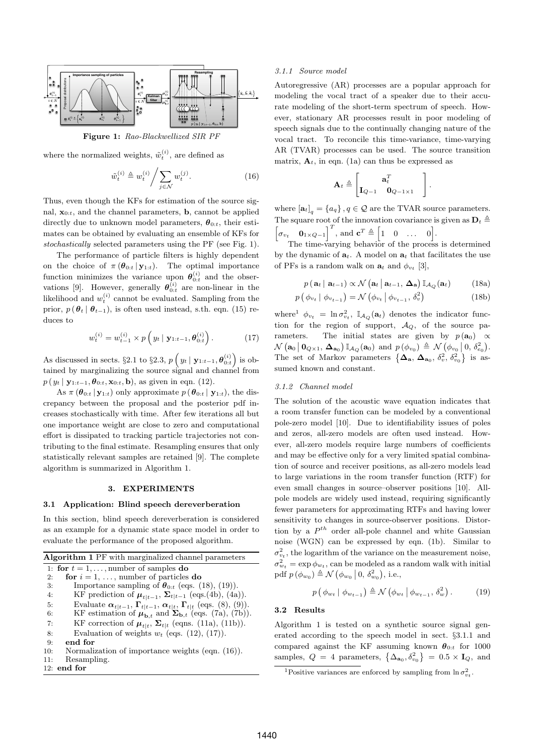**Figure 1:** *Rao-Blackwellized SIR PF*

where the normalized weights, $\tilde{w}_t^{(i)}$, are defined as

$$\tilde{w}_t^{(i)} \triangleq w_t^{(i)} \Big/ \sum_{j \in \mathcal{N}} w_t^{(j)}. \tag{16}$$

Thus, even though the KFs for estimation of the source signal, $\mathbf{x}_{0:t}$, and the channel parameters, $\mathbf{b}$, cannot be applied directly due to unknown model parameters, $\boldsymbol{\theta}_{0:t}$, their estimates can be obtained by evaluating an ensemble of KFs for *stochastically* selected parameters using the PF (see Fig. 1).

The performance of particle filters is highly dependent on the choice of $\pi(\boldsymbol{\theta}_{0:t} \mid \mathbf{y}_{1:t})$. The optimal importance function minimizes the variance upon $\boldsymbol{\theta}_{0:t}^{(i)}$ and the observations [9]. However, generally $\boldsymbol{\theta}_{0:t}^{(i)}$ are non-linear in the likelihood and $w_t^{(i)}$ cannot be evaluated. Sampling from the prior, $p(\boldsymbol{\theta}_t \mid \boldsymbol{\theta}_{t-1})$, is often used instead, s.th. eqn. (15) reduces to

$$w_t^{(i)} = w_{t-1}^{(i)} \times p\left( y_t \mid \mathbf{y}_{1:t-1}, \boldsymbol{\theta}_{0:t}^{(i)} \right). \tag{17}$$

As discussed in sects. §2.1 to §2.3, $p\left( y_t \mid \mathbf{y}_{1:t-1}, \boldsymbol{\theta}_{0:t}^{(i)} \right)$ is obtained by marginalizing the source signal and channel from $p(y_t \mid \mathbf{y}_{1:t-1}, \boldsymbol{\theta}_{0:t}, \mathbf{x}_{0:t}, \mathbf{b})$, as given in eqn. (12).

As $\pi(\boldsymbol{\theta}_{0:t} \mid \mathbf{y}_{1:t})$ only approximate $p(\boldsymbol{\theta}_{0:t} \mid \mathbf{y}_{1:t})$, the discrepancy between the proposal and the posterior pdf increases stochastically with time. After few iterations all but one importance weight are close to zero and computational effort is dissipated to tracking particle trajectories not contributing to the final estimate. Resampling ensures that only statistically relevant samples are retained [9]. The complete algorithm is summarized in Algorithm 1.

## 3. EXPERIMENTS

### 3.1 Application: Blind speech dereverberation

In this section, blind speech dereverberation is considered as an example for a dynamic state space model in order to evaluate the performance of the proposed algorithm.

**Algorithm 1** PF with marginalized channel parameters

```
1:  for t = 1, ..., number of samples do
2:    for i = 1, ..., number of particles do
3:      Importance sampling of θ_{0:t} (eqs. (18), (19)).
4:      KF prediction of μ_{t|t−1}, Σ_{t|t−1} (eqs.(4b), (4a)).
5:      Evaluate α_{t|t−1}, Γ_{t|t−1}, α_{t|t}, Γ_{t|t} (eqs. (8), (9)).
6:      KF estimation of μ_{b,t} and Σ_{b,t} (eqs. (7a), (7b)).
7:      KF correction of μ_{t|t}, Σ_{t|t} (eqns. (11a), (11b)).
8:      Evaluation of weights w_t (eqs. (12), (17)).
9:    end for
10:   Normalization of importance weights (eqn. (16)).
11:   Resampling.
12: end for
```

#### 3.1.1 Source model

Autoregressive (AR) processes are a popular approach for modeling the vocal tract of a speaker due to their accurate modeling of the short-term spectrum of speech. However, stationary AR processes result in poor modeling of speech signals due to the continually changing nature of the vocal tract. To reconcile this time-variance, time-varying AR (TVAR) processes can be used. The source transition matrix, $\mathbf{A}_t$, in eqn. (1a) can thus be expressed as

$$\mathbf{A}_t \triangleq \begin{bmatrix} \mathbf{a}_t^T \\ \mathbf{I}_{Q-1} \quad \mathbf{0}_{Q-1\times 1} \end{bmatrix}.$$

where $[\mathbf{a}_t]_q = \{a_q\}, q \in \mathcal{Q}$ are the TVAR source parameters. The square root of the innovation covariance is given as $\mathbf{D}_t \triangleq \begin{bmatrix} \sigma_{v_t} & \mathbf{0}_{1\times Q-1} \end{bmatrix}^T$, and $\mathbf{c}^T \triangleq \begin{bmatrix} 1 & 0 & \dots & 0 \end{bmatrix}$.

The time-varying behavior of the process is determined by the dynamic of $\mathbf{a}_t$. A model on $\mathbf{a}_t$ that facilitates the use of PFs is a random walk on $\mathbf{a}_t$ and $\phi_{v_t}$ [3],

$$p(\mathbf{a}_t \mid \mathbf{a}_{t-1}) \propto \mathcal{N}\left(\mathbf{a}_t \mid \mathbf{a}_{t-1}, \boldsymbol{\Delta}_{\mathbf{a}}\right) \mathbb{I}_{\mathcal{A}_Q}(\mathbf{a}_t) \tag{18a}$$

$$p\left(\phi_{v_t} \mid \phi_{v_{t-1}}\right) = \mathcal{N}\left(\phi_{v_t} \mid \phi_{v_{t-1}}, \delta_v^2\right) \tag{18b}$$

where[1] $\phi_{v_t} = \ln \sigma_{v_t}^2$, $\mathbb{I}_{\mathcal{A}_Q}(\mathbf{a}_t)$ denotes the indicator function for the region of support, $\mathcal{A}_Q$, of the source parameters. The initial states are given by $p(\mathbf{a}_0) \propto \mathcal{N}\left(\mathbf{a}_0 \mid \mathbf{0}_{Q\times 1}, \boldsymbol{\Delta}_{\mathbf{a}_0}\right) \mathbb{I}_{\mathcal{A}_Q}(\mathbf{a}_0)$ and $p(\phi_{v_0}) \triangleq \mathcal{N}\left(\phi_{v_0} \mid 0, \delta_{v_0}^2\right)$. The set of Markov parameters $\left\{\boldsymbol{\Delta}_{\mathbf{a}}, \boldsymbol{\Delta}_{\mathbf{a}_0}, \delta_v^2, \delta_{v_0}^2\right\}$ is assumed known and constant.

#### 3.1.2 Channel model

The solution of the acoustic wave equation indicates that a room transfer function can be modeled by a conventional pole-zero model [10]. Due to identifiability issues of poles and zeros, all-zero models are often used instead. However, all-zero models require large numbers of coefficients and may be effective only for a very limited spatial combination of source and receiver positions, as all-zero models lead to large variations in the room transfer function (RTF) for even small changes in source–observer positions [10]. All-pole models are widely used instead, requiring significantly fewer parameters for approximating RTFs and having lower sensitivity to changes in source-observer positions. Distortion by a $P^{th}$ order all-pole channel and white Gaussian noise (WGN) can be expressed by eqn. (1b). Similar to $\sigma_{v_t}^2$, the logarithm of the variance on the measurement noise, $\sigma_{w_t}^2 = \exp \phi_{w_t}$, can be modeled as a random walk with initial pdf $p(\phi_{w_0}) \triangleq \mathcal{N}\left(\phi_{w_0} \mid 0, \delta_{w_0}^2\right)$, i.e.,

$$p\left(\phi_{w_t} \mid \phi_{w_{t-1}}\right) \triangleq \mathcal{N}\left(\phi_{w_t} \mid \phi_{w_{t-1}}, \delta_w^2\right). \tag{19}$$

### 3.2 Results

Algorithm 1 is tested on a synthetic source signal generated according to the speech model in sect. §3.1.1 and compared against the KF assuming known $\boldsymbol{\theta}_{0:t}$ for 1000 samples, $Q = 4$ parameters, $\left\{\Delta_{\mathbf{a}_0}, \delta_{v_0}^2\right\} = 0.5 \times \mathbf{I}_Q$, and

[1] Positive variances are enforced by sampling from $\ln \sigma_{v_t}^2$.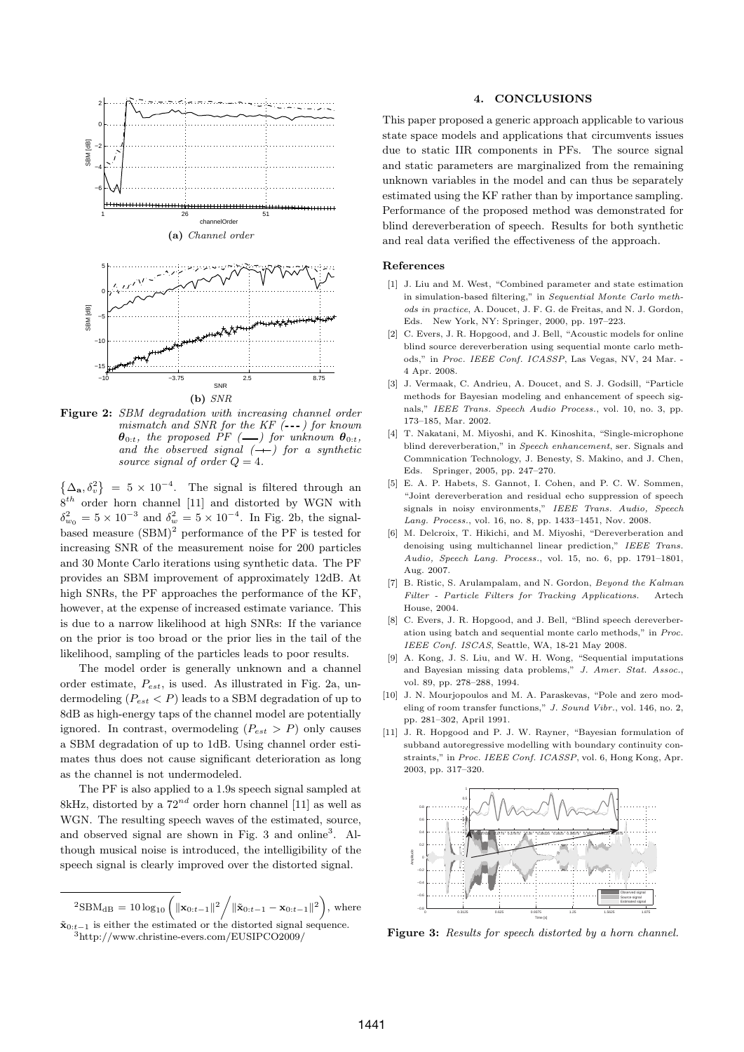2

0

−2

−4

−6

1 26 51

channelOrder

SBM [dB]

**(a)** *Channel order*

5

0

−5

−10

−15

−10 −3.75 2.5 8.75

SNR

SBM [dB]

**(b)** *SNR*

**Figure 2:** *SBM degradation with increasing channel order mismatch and SNR for the KF (- - -) for known $\boldsymbol{\theta}_{0:t}$, the proposed PF (——) for unknown $\boldsymbol{\theta}_{0:t}$, and the observed signal (—+—) for a synthetic source signal of order $Q = 4$.*

$\{\Delta_{\mathbf{a}}, \delta_v^2\} = 5 \times 10^{-4}$. The signal is filtered through an $8^{th}$ order horn channel [11] and distorted by WGN with $\delta_{w_0}^2 = 5 \times 10^{-3}$ and $\delta_w^2 = 5 \times 10^{-4}$. In Fig. 2b, the signal-based measure (SBM)[2] performance of the PF is tested for increasing SNR of the measurement noise for 200 particles and 30 Monte Carlo iterations using synthetic data. The PF provides an SBM improvement of approximately 12dB. At high SNRs, the PF approaches the performance of the KF, however, at the expense of increased estimate variance. This is due to a narrow likelihood at high SNRs: If the variance on the prior is too broad or the prior lies in the tail of the likelihood, sampling of the particles leads to poor results.

The model order is generally unknown and a channel order estimate, $P_{est}$, is used. As illustrated in Fig. 2a, undermodeling ($P_{est} < P$) leads to a SBM degradation of up to 8dB as high-energy taps of the channel model are potentially ignored. In contrast, overmodeling ($P_{est} > P$) only causes a SBM degradation of up to 1dB. Using channel order estimates thus does not cause significant deterioration as long as the channel is not undermodeled.

The PF is also applied to a 1.9s speech signal sampled at 8kHz, distorted by a $72^{nd}$ order horn channel [11] as well as WGN. The resulting speech waves of the estimated, source, and observed signal are shown in Fig. 3 and online[3]. Although musical noise is introduced, the intelligibility of the speech signal is clearly improved over the distorted signal.

[2] $\mathrm{SBM_{dB}} = 10 \log_{10} \left( \|\mathbf{x}_{0:t-1}\|^2 \Big/ \|\tilde{\mathbf{x}}_{0:t-1} - \mathbf{x}_{0:t-1}\|^2 \right)$, where $\tilde{\mathbf{x}}_{0:t-1}$ is either the estimated or the distorted signal sequence.

[3] http://www.christine-evers.com/EUSIPCO2009/

## 4. CONCLUSIONS

This paper proposed a generic approach applicable to various state space models and applications that circumvents issues due to static IIR components in PFs. The source signal and static parameters are marginalized from the remaining unknown variables in the model and can thus be separately estimated using the KF rather than by importance sampling. Performance of the proposed method was demonstrated for blind dereverberation of speech. Results for both synthetic and real data verified the effectiveness of the approach.

### References

[1] J. Liu and M. West, "Combined parameter and state estimation in simulation-based filtering," in *Sequential Monte Carlo methods in practice*, A. Doucet, J. F. G. de Freitas, and N. J. Gordon, Eds. New York, NY: Springer, 2000, pp. 197–223.

[2] C. Evers, J. R. Hopgood, and J. Bell, "Acoustic models for online blind source dereverberation using sequential monte carlo methods," in *Proc. IEEE Conf. ICASSP*, Las Vegas, NV, 24 Mar. - 4 Apr. 2008.

[3] J. Vermaak, C. Andrieu, A. Doucet, and S. J. Godsill, "Particle methods for Bayesian modeling and enhancement of speech signals," *IEEE Trans. Speech Audio Process.*, vol. 10, no. 3, pp. 173–185, Mar. 2002.

[4] T. Nakatani, M. Miyoshi, and K. Kinoshita, "Single-microphone blind dereverberation," in *Speech enhancement*, ser. Signals and Commnication Technology, J. Benesty, S. Makino, and J. Chen, Eds. Springer, 2005, pp. 247–270.

[5] E. A. P. Habets, S. Gannot, I. Cohen, and P. C. W. Sommen, "Joint dereverberation and residual echo suppression of speech signals in noisy environments," *IEEE Trans. Audio, Speech Lang. Process.*, vol. 16, no. 8, pp. 1433–1451, Nov. 2008.

[6] M. Delcroix, T. Hikichi, and M. Miyoshi, "Dereverberation and denoising using multichannel linear prediction," *IEEE Trans. Audio, Speech Lang. Process.*, vol. 15, no. 6, pp. 1791–1801, Aug. 2007.

[7] B. Ristic, S. Arulampalam, and N. Gordon, *Beyond the Kalman Filter - Particle Filters for Tracking Applications*. Artech House, 2004.

[8] C. Evers, J. R. Hopgood, and J. Bell, "Blind speech dereverberation using batch and sequential monte carlo methods," in *Proc. IEEE Conf. ISCAS*, Seattle, WA, 18-21 May 2008.

[9] A. Kong, J. S. Liu, and W. H. Wong, "Sequential imputations and Bayesian missing data problems," *J. Amer. Stat. Assoc.*, vol. 89, pp. 278–288, 1994.

[10] J. N. Mourjopoulos and M. A. Paraskevas, "Pole and zero modeling of room transfer functions," *J. Sound Vibr.*, vol. 146, no. 2, pp. 281–302, April 1991.

[11] J. R. Hopgood and P. J. W. Rayner, "Bayesian formulation of subband autoregressive modelling with boundary continuity constraints," in *Proc. IEEE Conf. ICASSP*, vol. 6, Hong Kong, Apr. 2003, pp. 317–320.

Amplitude

Time [s]

0 0.3125 0.625 0.9375 1.25 1.5625 1.875

Observed signal
Source signal
Estimated signal

**Figure 3:** *Results for speech distorted by a horn channel.*